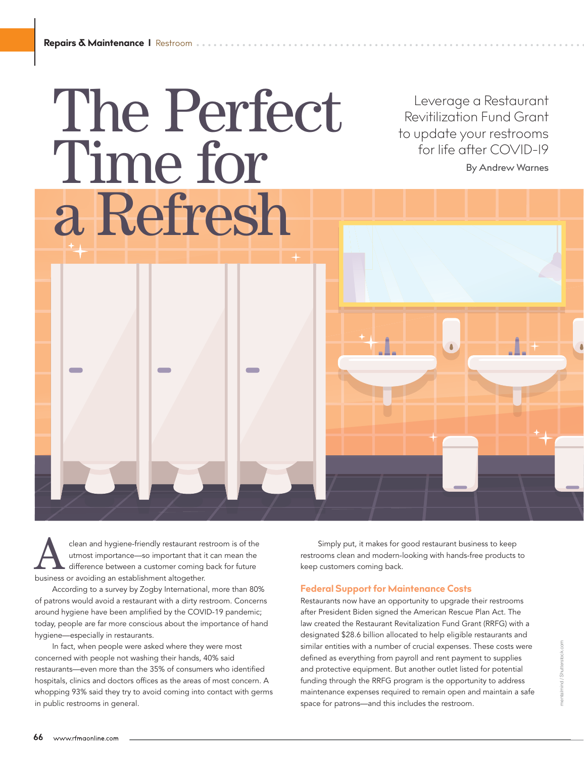# The Perfect Time for a Refresh

Leverage a Restaurant Revitilization Fund Grant to update your restrooms for life after COVID-19

By Andrew Warnes

A clean and hygiene-friendly restaurant restroom is of the utmost importance—so important that it can mean the difference between a customer coming back for future business or avoiding an establishment altogether.

According to a survey by Zogby International, more than 80% of patrons would avoid a restaurant with a dirty restroom. Concerns around hygiene have been amplified by the COVID-19 pandemic; today, people are far more conscious about the importance of hand hygiene—especially in restaurants.

In fact, when people were asked where they were most concerned with people not washing their hands, 40% said restaurants—even more than the 35% of consumers who identified hospitals, clinics and doctors offices as the areas of most concern. A whopping 93% said they try to avoid coming into contact with germs in public restrooms in general.

Simply put, it makes for good restaurant business to keep restrooms clean and modern-looking with hands-free products to keep customers coming back.

## Federal Support for Maintenance Costs

Restaurants now have an opportunity to upgrade their restrooms after President Biden signed the American Rescue Plan Act. The law created the Restaurant Revitalization Fund Grant (RRFG) with a designated $28.6 billion allocated to help eligible restaurants and similar entities with a number of crucial expenses. These costs were defined as everything from payroll and rent payment to supplies and protective equipment. But another outlet listed for potential funding through the RRFG program is the opportunity to address maintenance expenses required to remain open and maintain a safe space for patrons—and this includes the restroom.

mentalmind / Shutterstock.com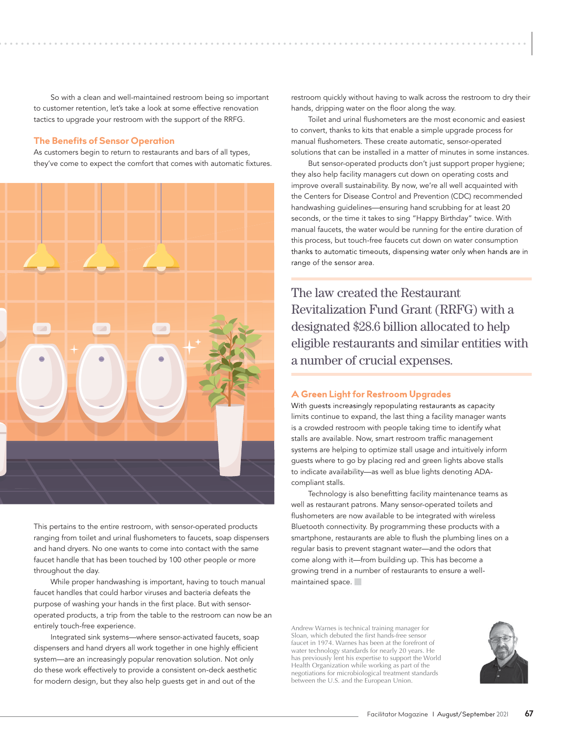So with a clean and well-maintained restroom being so important to customer retention, let's take a look at some effective renovation tactics to upgrade your restroom with the support of the RRFG.

## The Benefits of Sensor Operation

As customers begin to return to restaurants and bars of all types, they've come to expect the comfort that comes with automatic fixtures. This pertains to the entire restroom, with sensor-operated products ranging from toilet and urinal flushometers to faucets, soap dispensers and hand dryers. No one wants to come into contact with the same faucet handle that has been touched by 100 other people or more throughout the day.

While proper handwashing is important, having to touch manual faucet handles that could harbor viruses and bacteria defeats the purpose of washing your hands in the first place. But with sensor-operated products, a trip from the table to the restroom can now be an entirely touch-free experience.

Integrated sink systems—where sensor-activated faucets, soap dispensers and hand dryers all work together in one highly efficient system—are an increasingly popular renovation solution. Not only do these work effectively to provide a consistent on-deck aesthetic for modern design, but they also help guests get in and out of the restroom quickly without having to walk across the restroom to dry their hands, dripping water on the floor along the way.

Toilet and urinal flushometers are the most economic and easiest to convert, thanks to kits that enable a simple upgrade process for manual flushometers. These create automatic, sensor-operated solutions that can be installed in a matter of minutes in some instances.

But sensor-operated products don't just support proper hygiene; they also help facility managers cut down on operating costs and improve overall sustainability. By now, we're all well acquainted with the Centers for Disease Control and Prevention (CDC) recommended handwashing guidelines—ensuring hand scrubbing for at least 20 seconds, or the time it takes to sing "Happy Birthday" twice. With manual faucets, the water would be running for the entire duration of this process, but touch-free faucets cut down on water consumption thanks to automatic timeouts, dispensing water only when hands are in range of the sensor area.

> The law created the Restaurant Revitalization Fund Grant (RRFG) with a designated $28.6 billion allocated to help eligible restaurants and similar entities with a number of crucial expenses.

## A Green Light for Restroom Upgrades

With guests increasingly repopulating restaurants as capacity limits continue to expand, the last thing a facility manager wants is a crowded restroom with people taking time to identify what stalls are available. Now, smart restroom traffic management systems are helping to optimize stall usage and intuitively inform guests where to go by placing red and green lights above stalls to indicate availability—as well as blue lights denoting ADA-compliant stalls.

Technology is also benefitting facility maintenance teams as well as restaurant patrons. Many sensor-operated toilets and flushometers are now available to be integrated with wireless Bluetooth connectivity. By programming these products with a smartphone, restaurants are able to flush the plumbing lines on a regular basis to prevent stagnant water—and the odors that come along with it—from building up. This has become a growing trend in a number of restaurants to ensure a well-maintained space.

*Andrew Warnes is technical training manager for Sloan, which debuted the first hands-free sensor faucet in 1974. Warnes has been at the forefront of water technology standards for nearly 20 years. He has previously lent his expertise to support the World Health Organization while working as part of the negotiations for microbiological treatment standards between the U.S. and the European Union.*